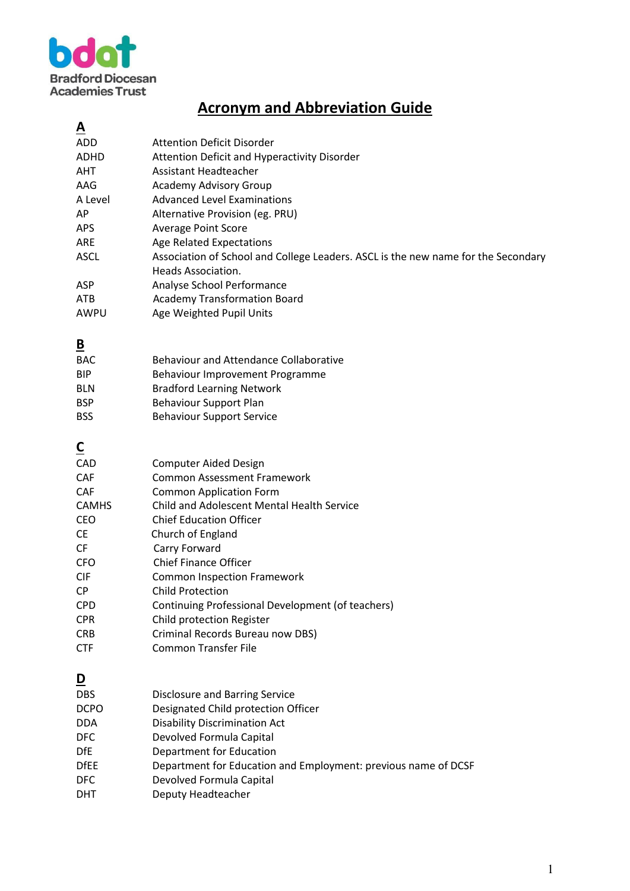Bradford Diocesan Academies Trust

# Acronym and Abbreviation Guide

## A

| | |
|---|---|
| ADD | Attention Deficit Disorder |
| ADHD | Attention Deficit and Hyperactivity Disorder |
| AHT | Assistant Headteacher |
| AAG | Academy Advisory Group |
| A Level | Advanced Level Examinations |
| AP | Alternative Provision (eg. PRU) |
| APS | Average Point Score |
| ARE | Age Related Expectations |
| ASCL | Association of School and College Leaders. ASCL is the new name for the Secondary Heads Association. |
| ASP | Analyse School Performance |
| ATB | Academy Transformation Board |
| AWPU | Age Weighted Pupil Units |

## B

| | |
|---|---|
| BAC | Behaviour and Attendance Collaborative |
| BIP | Behaviour Improvement Programme |
| BLN | Bradford Learning Network |
| BSP | Behaviour Support Plan |
| BSS | Behaviour Support Service |

## C

| | |
|---|---|
| CAD | Computer Aided Design |
| CAF | Common Assessment Framework |
| CAF | Common Application Form |
| CAMHS | Child and Adolescent Mental Health Service |
| CEO | Chief Education Officer |
| CE | Church of England |
| CF | Carry Forward |
| CFO | Chief Finance Officer |
| CIF | Common Inspection Framework |
| CP | Child Protection |
| CPD | Continuing Professional Development (of teachers) |
| CPR | Child protection Register |
| CRB | Criminal Records Bureau now DBS) |
| CTF | Common Transfer File |

## D

| | |
|---|---|
| DBS | Disclosure and Barring Service |
| DCPO | Designated Child protection Officer |
| DDA | Disability Discrimination Act |
| DFC | Devolved Formula Capital |
| DfE | Department for Education |
| DfEE | Department for Education and Employment: previous name of DCSF |
| DFC | Devolved Formula Capital |
| DHT | Deputy Headteacher |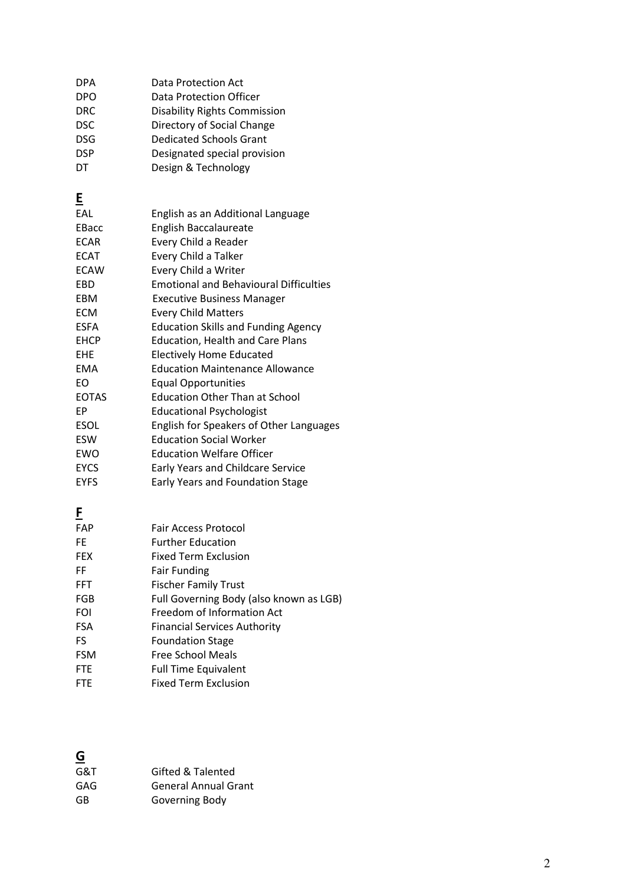| | |
|---|---|
| DPA | Data Protection Act |
| DPO | Data Protection Officer |
| DRC | Disability Rights Commission |
| DSC | Directory of Social Change |
| DSG | Dedicated Schools Grant |
| DSP | Designated special provision |
| DT | Design & Technology |

## E

| | |
|---|---|
| EAL | English as an Additional Language |
| EBacc | English Baccalaureate |
| ECAR | Every Child a Reader |
| ECAT | Every Child a Talker |
| ECAW | Every Child a Writer |
| EBD | Emotional and Behavioural Difficulties |
| EBM | Executive Business Manager |
| ECM | Every Child Matters |
| ESFA | Education Skills and Funding Agency |
| EHCP | Education, Health and Care Plans |
| EHE | Electively Home Educated |
| EMA | Education Maintenance Allowance |
| EO | Equal Opportunities |
| EOTAS | Education Other Than at School |
| EP | Educational Psychologist |
| ESOL | English for Speakers of Other Languages |
| ESW | Education Social Worker |
| EWO | Education Welfare Officer |
| EYCS | Early Years and Childcare Service |
| EYFS | Early Years and Foundation Stage |

## F

| | |
|---|---|
| FAP | Fair Access Protocol |
| FE | Further Education |
| FEX | Fixed Term Exclusion |
| FF | Fair Funding |
| FFT | Fischer Family Trust |
| FGB | Full Governing Body (also known as LGB) |
| FOI | Freedom of Information Act |
| FSA | Financial Services Authority |
| FS | Foundation Stage |
| FSM | Free School Meals |
| FTE | Full Time Equivalent |
| FTE | Fixed Term Exclusion |

## G

| | |
|---|---|
| G&T | Gifted & Talented |
| GAG | General Annual Grant |
| GB | Governing Body |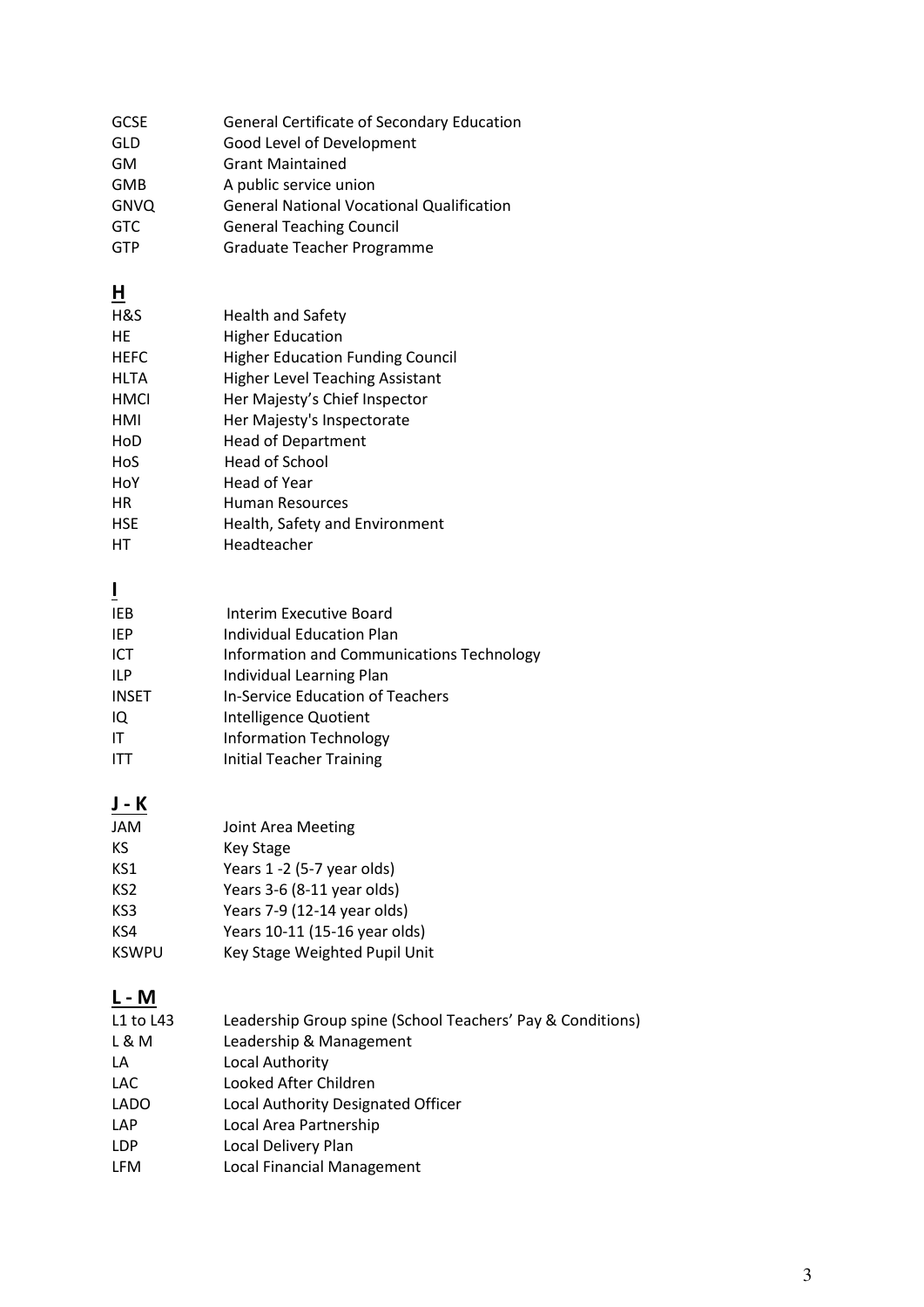| | |
|---|---|
| GCSE | General Certificate of Secondary Education |
| GLD | Good Level of Development |
| GM | Grant Maintained |
| GMB | A public service union |
| GNVQ | General National Vocational Qualification |
| GTC | General Teaching Council |
| GTP | Graduate Teacher Programme |

## H

| | |
|---|---|
| H&S | Health and Safety |
| HE | Higher Education |
| HEFC | Higher Education Funding Council |
| HLTA | Higher Level Teaching Assistant |
| HMCI | Her Majesty's Chief Inspector |
| HMI | Her Majesty's Inspectorate |
| HoD | Head of Department |
| HoS | Head of School |
| HoY | Head of Year |
| HR | Human Resources |
| HSE | Health, Safety and Environment |
| HT | Headteacher |

## I

| | |
|---|---|
| IEB | Interim Executive Board |
| IEP | Individual Education Plan |
| ICT | Information and Communications Technology |
| ILP | Individual Learning Plan |
| INSET | In-Service Education of Teachers |
| IQ | Intelligence Quotient |
| IT | Information Technology |
| ITT | Initial Teacher Training |

## J - K

| | |
|---|---|
| JAM | Joint Area Meeting |
| KS | Key Stage |
| KS1 | Years 1 -2 (5-7 year olds) |
| KS2 | Years 3-6 (8-11 year olds) |
| KS3 | Years 7-9 (12-14 year olds) |
| KS4 | Years 10-11 (15-16 year olds) |
| KSWPU | Key Stage Weighted Pupil Unit |

## L - M

| | |
|---|---|
| L1 to L43 | Leadership Group spine (School Teachers' Pay & Conditions) |
| L & M | Leadership & Management |
| LA | Local Authority |
| LAC | Looked After Children |
| LADO | Local Authority Designated Officer |
| LAP | Local Area Partnership |
| LDP | Local Delivery Plan |
| LFM | Local Financial Management |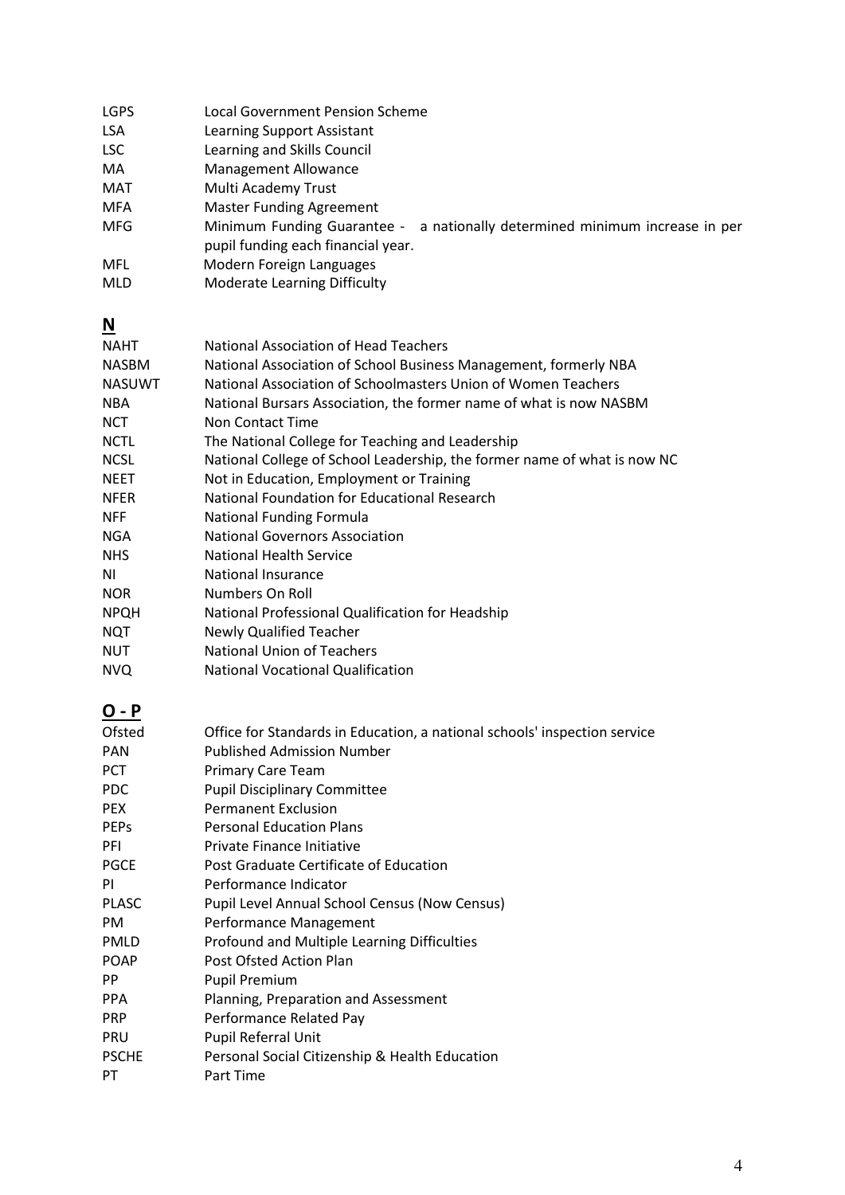| | |
|---|---|
| LGPS | Local Government Pension Scheme |
| LSA | Learning Support Assistant |
| LSC | Learning and Skills Council |
| MA | Management Allowance |
| MAT | Multi Academy Trust |
| MFA | Master Funding Agreement |
| MFG | Minimum Funding Guarantee - a nationally determined minimum increase in per pupil funding each financial year. |
| MFL | Modern Foreign Languages |
| MLD | Moderate Learning Difficulty |

## N

| | |
|---|---|
| NAHT | National Association of Head Teachers |
| NASBM | National Association of School Business Management, formerly NBA |
| NASUWT | National Association of Schoolmasters Union of Women Teachers |
| NBA | National Bursars Association, the former name of what is now NASBM |
| NCT | Non Contact Time |
| NCTL | The National College for Teaching and Leadership |
| NCSL | National College of School Leadership, the former name of what is now NC |
| NEET | Not in Education, Employment or Training |
| NFER | National Foundation for Educational Research |
| NFF | National Funding Formula |
| NGA | National Governors Association |
| NHS | National Health Service |
| NI | National Insurance |
| NOR | Numbers On Roll |
| NPQH | National Professional Qualification for Headship |
| NQT | Newly Qualified Teacher |
| NUT | National Union of Teachers |
| NVQ | National Vocational Qualification |

## O - P

| | |
|---|---|
| Ofsted | Office for Standards in Education, a national schools' inspection service |
| PAN | Published Admission Number |
| PCT | Primary Care Team |
| PDC | Pupil Disciplinary Committee |
| PEX | Permanent Exclusion |
| PEPs | Personal Education Plans |
| PFI | Private Finance Initiative |
| PGCE | Post Graduate Certificate of Education |
| PI | Performance Indicator |
| PLASC | Pupil Level Annual School Census (Now Census) |
| PM | Performance Management |
| PMLD | Profound and Multiple Learning Difficulties |
| POAP | Post Ofsted Action Plan |
| PP | Pupil Premium |
| PPA | Planning, Preparation and Assessment |
| PRP | Performance Related Pay |
| PRU | Pupil Referral Unit |
| PSCHE | Personal Social Citizenship & Health Education |
| PT | Part Time |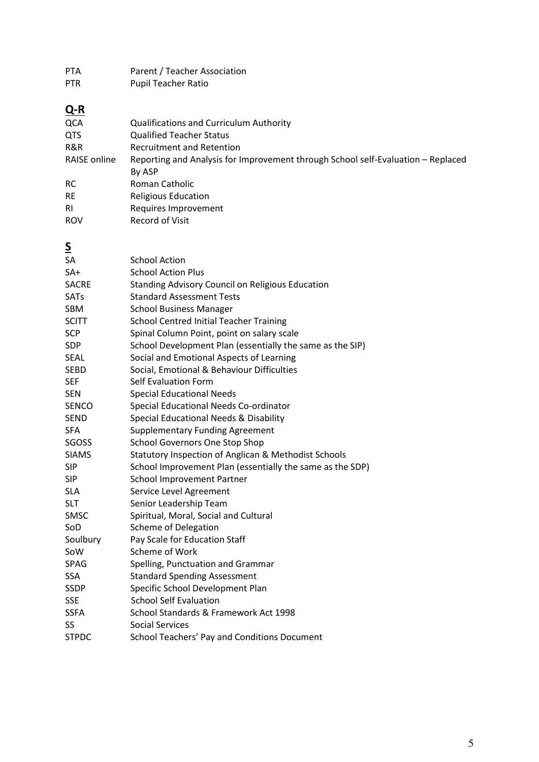| | |
|---|---|
| PTA | Parent / Teacher Association |
| PTR | Pupil Teacher Ratio |

## Q-R

| | |
|---|---|
| QCA | Qualifications and Curriculum Authority |
| QTS | Qualified Teacher Status |
| R&R | Recruitment and Retention |
| RAISE online | Reporting and Analysis for Improvement through School self-Evaluation – Replaced By ASP |
| RC | Roman Catholic |
| RE | Religious Education |
| RI | Requires Improvement |
| ROV | Record of Visit |

## S

| | |
|---|---|
| SA | School Action |
| SA+ | School Action Plus |
| SACRE | Standing Advisory Council on Religious Education |
| SATs | Standard Assessment Tests |
| SBM | School Business Manager |
| SCITT | School Centred Initial Teacher Training |
| SCP | Spinal Column Point, point on salary scale |
| SDP | School Development Plan (essentially the same as the SIP) |
| SEAL | Social and Emotional Aspects of Learning |
| SEBD | Social, Emotional & Behaviour Difficulties |
| SEF | Self Evaluation Form |
| SEN | Special Educational Needs |
| SENCO | Special Educational Needs Co-ordinator |
| SEND | Special Educational Needs & Disability |
| SFA | Supplementary Funding Agreement |
| SGOSS | School Governors One Stop Shop |
| SIAMS | Statutory Inspection of Anglican & Methodist Schools |
| SIP | School Improvement Plan (essentially the same as the SDP) |
| SIP | School Improvement Partner |
| SLA | Service Level Agreement |
| SLT | Senior Leadership Team |
| SMSC | Spiritual, Moral, Social and Cultural |
| SoD | Scheme of Delegation |
| Soulbury | Pay Scale for Education Staff |
| SoW | Scheme of Work |
| SPAG | Spelling, Punctuation and Grammar |
| SSA | Standard Spending Assessment |
| SSDP | Specific School Development Plan |
| SSE | School Self Evaluation |
| SSFA | School Standards & Framework Act 1998 |
| SS | Social Services |
| STPDC | School Teachers' Pay and Conditions Document |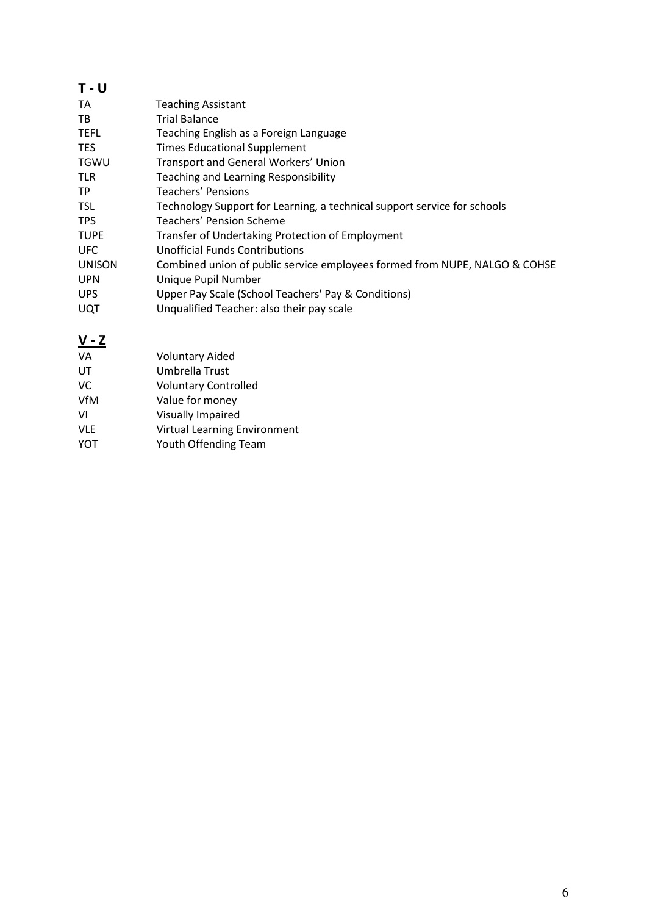## T - U

| | |
|---|---|
| TA | Teaching Assistant |
| TB | Trial Balance |
| TEFL | Teaching English as a Foreign Language |
| TES | Times Educational Supplement |
| TGWU | Transport and General Workers' Union |
| TLR | Teaching and Learning Responsibility |
| TP | Teachers' Pensions |
| TSL | Technology Support for Learning, a technical support service for schools |
| TPS | Teachers' Pension Scheme |
| TUPE | Transfer of Undertaking Protection of Employment |
| UFC | Unofficial Funds Contributions |
| UNISON | Combined union of public service employees formed from NUPE, NALGO & COHSE |
| UPN | Unique Pupil Number |
| UPS | Upper Pay Scale (School Teachers' Pay & Conditions) |
| UQT | Unqualified Teacher: also their pay scale |

## V - Z

| | |
|---|---|
| VA | Voluntary Aided |
| UT | Umbrella Trust |
| VC | Voluntary Controlled |
| VfM | Value for money |
| VI | Visually Impaired |
| VLE | Virtual Learning Environment |
| YOT | Youth Offending Team |